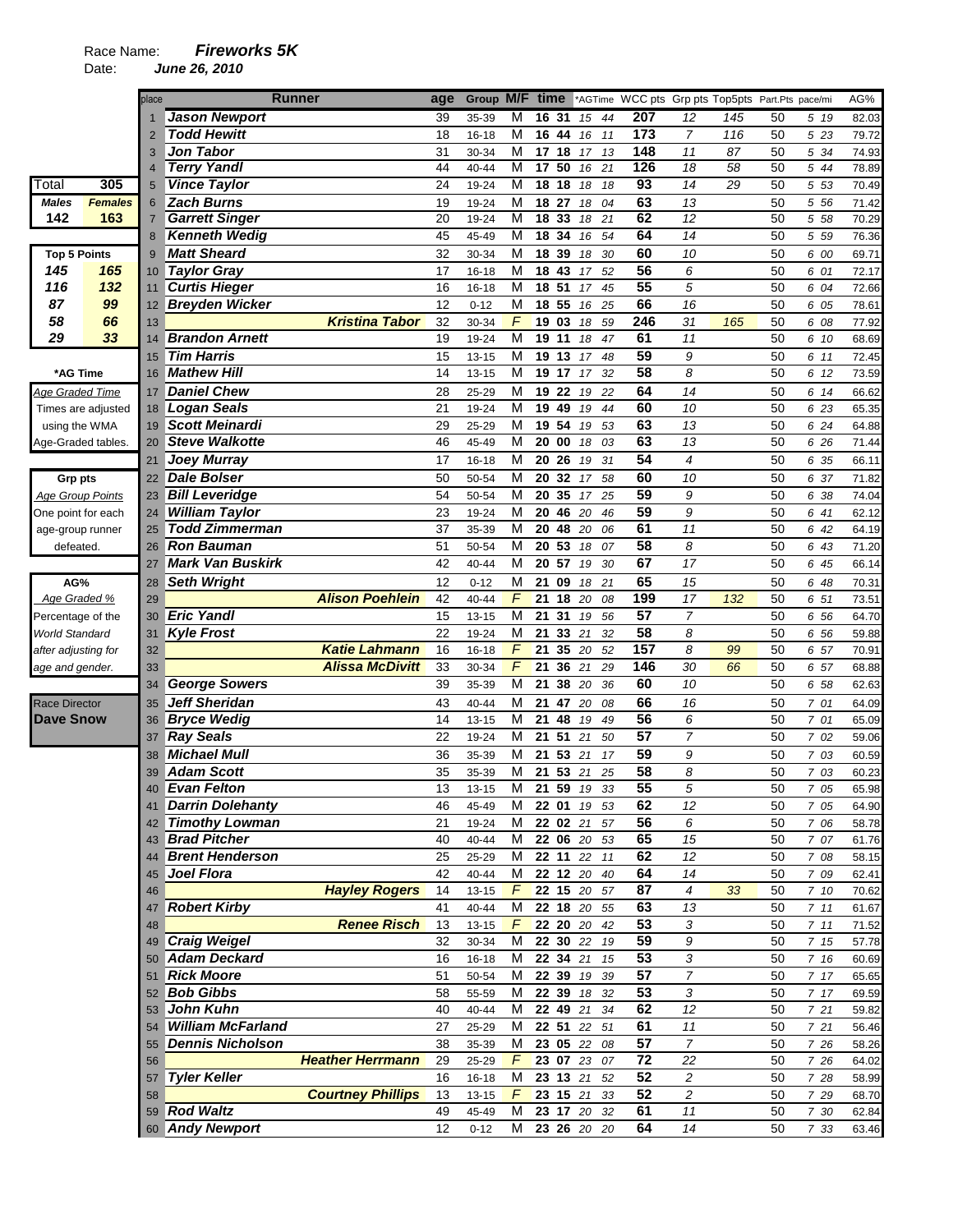Race Name: ***Fireworks 5K***

Date: ***June 26, 2010***

| Total | 305 |
|---|---|
| *Males* | *Females* |
| 142 | 163 |

| Top 5 Points | |
|---|---|
| 145 | 165 |
| 116 | 132 |
| 87 | 99 |
| 58 | 66 |
| 29 | 33 |

**\*AG Time**

*Age Graded Time*
Times are adjusted using the WMA Age-Graded tables.

**Grp pts**

*Age Group Points*
One point for each age-group runner defeated.

**AG%**

*Age Graded %*
Percentage of the World Standard after adjusting for age and gender.

Race Director
**Dave Snow**

| place | Runner | age | Group | M/F | time | *AGTime | WCC pts | Grp pts | Top5pts | Part.Pts | pace/mi | AG% |
|---|---|---|---|---|---|---|---|---|---|---|---|---|
| 1 | Jason Newport | 39 | 35-39 | M | 16 31 | 15 44 | 207 | 12 | 145 | 50 | 5 19 | 82.03 |
| 2 | Todd Hewitt | 18 | 16-18 | M | 16 44 | 16 11 | 173 | 7 | 116 | 50 | 5 23 | 79.72 |
| 3 | Jon Tabor | 31 | 30-34 | M | 17 18 | 17 13 | 148 | 11 | 87 | 50 | 5 34 | 74.93 |
| 4 | Terry Yandl | 44 | 40-44 | M | 17 50 | 16 21 | 126 | 18 | 58 | 50 | 5 44 | 78.89 |
| 5 | Vince Taylor | 24 | 19-24 | M | 18 18 | 18 18 | 93 | 14 | 29 | 50 | 5 53 | 70.49 |
| 6 | Zach Burns | 19 | 19-24 | M | 18 27 | 18 04 | 63 | 13 | | 50 | 5 56 | 71.42 |
| 7 | Garrett Singer | 20 | 19-24 | M | 18 33 | 18 21 | 62 | 12 | | 50 | 5 58 | 70.29 |
| 8 | Kenneth Wedig | 45 | 45-49 | M | 18 34 | 16 54 | 64 | 14 | | 50 | 5 59 | 76.36 |
| 9 | Matt Sheard | 32 | 30-34 | M | 18 39 | 18 30 | 60 | 10 | | 50 | 6 00 | 69.71 |
| 10 | Taylor Gray | 17 | 16-18 | M | 18 43 | 17 52 | 56 | 6 | | 50 | 6 01 | 72.17 |
| 11 | Curtis Hieger | 16 | 16-18 | M | 18 51 | 17 45 | 55 | 5 | | 50 | 6 04 | 72.66 |
| 12 | Breyden Wicker | 12 | 0-12 | M | 18 55 | 16 25 | 66 | 16 | | 50 | 6 05 | 78.61 |
| 13 | Kristina Tabor | 32 | 30-34 | F | 19 03 | 18 59 | 246 | 31 | 165 | 50 | 6 08 | 77.92 |
| 14 | Brandon Arnett | 19 | 19-24 | M | 19 11 | 18 47 | 61 | 11 | | 50 | 6 10 | 68.69 |
| 15 | Tim Harris | 15 | 13-15 | M | 19 13 | 17 48 | 59 | 9 | | 50 | 6 11 | 72.45 |
| 16 | Mathew Hill | 14 | 13-15 | M | 19 17 | 17 32 | 58 | 8 | | 50 | 6 12 | 73.59 |
| 17 | Daniel Chew | 28 | 25-29 | M | 19 22 | 19 22 | 64 | 14 | | 50 | 6 14 | 66.62 |
| 18 | Logan Seals | 21 | 19-24 | M | 19 49 | 19 44 | 60 | 10 | | 50 | 6 23 | 65.35 |
| 19 | Scott Meinardi | 29 | 25-29 | M | 19 54 | 19 53 | 63 | 13 | | 50 | 6 24 | 64.88 |
| 20 | Steve Walkotte | 46 | 45-49 | M | 20 00 | 18 03 | 63 | 13 | | 50 | 6 26 | 71.44 |
| 21 | Joey Murray | 17 | 16-18 | M | 20 26 | 19 31 | 54 | 4 | | 50 | 6 35 | 66.11 |
| 22 | Dale Bolser | 50 | 50-54 | M | 20 32 | 17 58 | 60 | 10 | | 50 | 6 37 | 71.82 |
| 23 | Bill Leveridge | 54 | 50-54 | M | 20 35 | 17 25 | 59 | 9 | | 50 | 6 38 | 74.04 |
| 24 | William Taylor | 23 | 19-24 | M | 20 46 | 20 46 | 59 | 9 | | 50 | 6 41 | 62.12 |
| 25 | Todd Zimmerman | 37 | 35-39 | M | 20 48 | 20 06 | 61 | 11 | | 50 | 6 42 | 64.19 |
| 26 | Ron Bauman | 51 | 50-54 | M | 20 53 | 18 07 | 58 | 8 | | 50 | 6 43 | 71.20 |
| 27 | Mark Van Buskirk | 42 | 40-44 | M | 20 57 | 19 30 | 67 | 17 | | 50 | 6 45 | 66.14 |
| 28 | Seth Wright | 12 | 0-12 | M | 21 09 | 18 21 | 65 | 15 | | 50 | 6 48 | 70.31 |
| 29 | Alison Poehlein | 42 | 40-44 | F | 21 18 | 20 08 | 199 | 17 | 132 | 50 | 6 51 | 73.51 |
| 30 | Eric Yandl | 15 | 13-15 | M | 21 31 | 19 56 | 57 | 7 | | 50 | 6 56 | 64.70 |
| 31 | Kyle Frost | 22 | 19-24 | M | 21 33 | 21 32 | 58 | 8 | | 50 | 6 56 | 59.88 |
| 32 | Katie Lahmann | 16 | 16-18 | F | 21 35 | 20 52 | 157 | 8 | 99 | 50 | 6 57 | 70.91 |
| 33 | Alissa McDivitt | 33 | 30-34 | F | 21 36 | 21 29 | 146 | 30 | 66 | 50 | 6 57 | 68.88 |
| 34 | George Sowers | 39 | 35-39 | M | 21 38 | 20 36 | 60 | 10 | | 50 | 6 58 | 62.63 |
| 35 | Jeff Sheridan | 43 | 40-44 | M | 21 47 | 20 08 | 66 | 16 | | 50 | 7 01 | 64.09 |
| 36 | Bryce Wedig | 14 | 13-15 | M | 21 48 | 19 49 | 56 | 6 | | 50 | 7 01 | 65.09 |
| 37 | Ray Seals | 22 | 19-24 | M | 21 51 | 21 50 | 57 | 7 | | 50 | 7 02 | 59.06 |
| 38 | Michael Mull | 36 | 35-39 | M | 21 53 | 21 17 | 59 | 9 | | 50 | 7 03 | 60.59 |
| 39 | Adam Scott | 35 | 35-39 | M | 21 53 | 21 25 | 58 | 8 | | 50 | 7 03 | 60.23 |
| 40 | Evan Felton | 13 | 13-15 | M | 21 59 | 19 33 | 55 | 5 | | 50 | 7 05 | 65.98 |
| 41 | Darrin Dolehanty | 46 | 45-49 | M | 22 01 | 19 53 | 62 | 12 | | 50 | 7 05 | 64.90 |
| 42 | Timothy Lowman | 21 | 19-24 | M | 22 02 | 21 57 | 56 | 6 | | 50 | 7 06 | 58.78 |
| 43 | Brad Pitcher | 40 | 40-44 | M | 22 06 | 20 53 | 65 | 15 | | 50 | 7 07 | 61.76 |
| 44 | Brent Henderson | 25 | 25-29 | M | 22 11 | 22 11 | 62 | 12 | | 50 | 7 08 | 58.15 |
| 45 | Joel Flora | 42 | 40-44 | M | 22 12 | 20 40 | 64 | 14 | | 50 | 7 09 | 62.41 |
| 46 | Hayley Rogers | 14 | 13-15 | F | 22 15 | 20 57 | 87 | 4 | 33 | 50 | 7 10 | 70.62 |
| 47 | Robert Kirby | 41 | 40-44 | M | 22 18 | 20 55 | 63 | 13 | | 50 | 7 11 | 61.67 |
| 48 | Renee Risch | 13 | 13-15 | F | 22 20 | 20 42 | 53 | 3 | | 50 | 7 11 | 71.52 |
| 49 | Craig Weigel | 32 | 30-34 | M | 22 30 | 22 19 | 59 | 9 | | 50 | 7 15 | 57.78 |
| 50 | Adam Deckard | 16 | 16-18 | M | 22 34 | 21 15 | 53 | 3 | | 50 | 7 16 | 60.69 |
| 51 | Rick Moore | 51 | 50-54 | M | 22 39 | 19 39 | 57 | 7 | | 50 | 7 17 | 65.65 |
| 52 | Bob Gibbs | 58 | 55-59 | M | 22 39 | 18 32 | 53 | 3 | | 50 | 7 17 | 69.59 |
| 53 | John Kuhn | 40 | 40-44 | M | 22 49 | 21 34 | 62 | 12 | | 50 | 7 21 | 59.82 |
| 54 | William McFarland | 27 | 25-29 | M | 22 51 | 22 51 | 61 | 11 | | 50 | 7 21 | 56.46 |
| 55 | Dennis Nicholson | 38 | 35-39 | M | 23 05 | 22 08 | 57 | 7 | | 50 | 7 26 | 58.26 |
| 56 | Heather Herrmann | 29 | 25-29 | F | 23 07 | 23 07 | 72 | 22 | | 50 | 7 26 | 64.02 |
| 57 | Tyler Keller | 16 | 16-18 | M | 23 13 | 21 52 | 52 | 2 | | 50 | 7 28 | 58.99 |
| 58 | Courtney Phillips | 13 | 13-15 | F | 23 15 | 21 33 | 52 | 2 | | 50 | 7 29 | 68.70 |
| 59 | Rod Waltz | 49 | 45-49 | M | 23 17 | 20 32 | 61 | 11 | | 50 | 7 30 | 62.84 |
| 60 | Andy Newport | 12 | 0-12 | M | 23 26 | 20 20 | 64 | 14 | | 50 | 7 33 | 63.46 |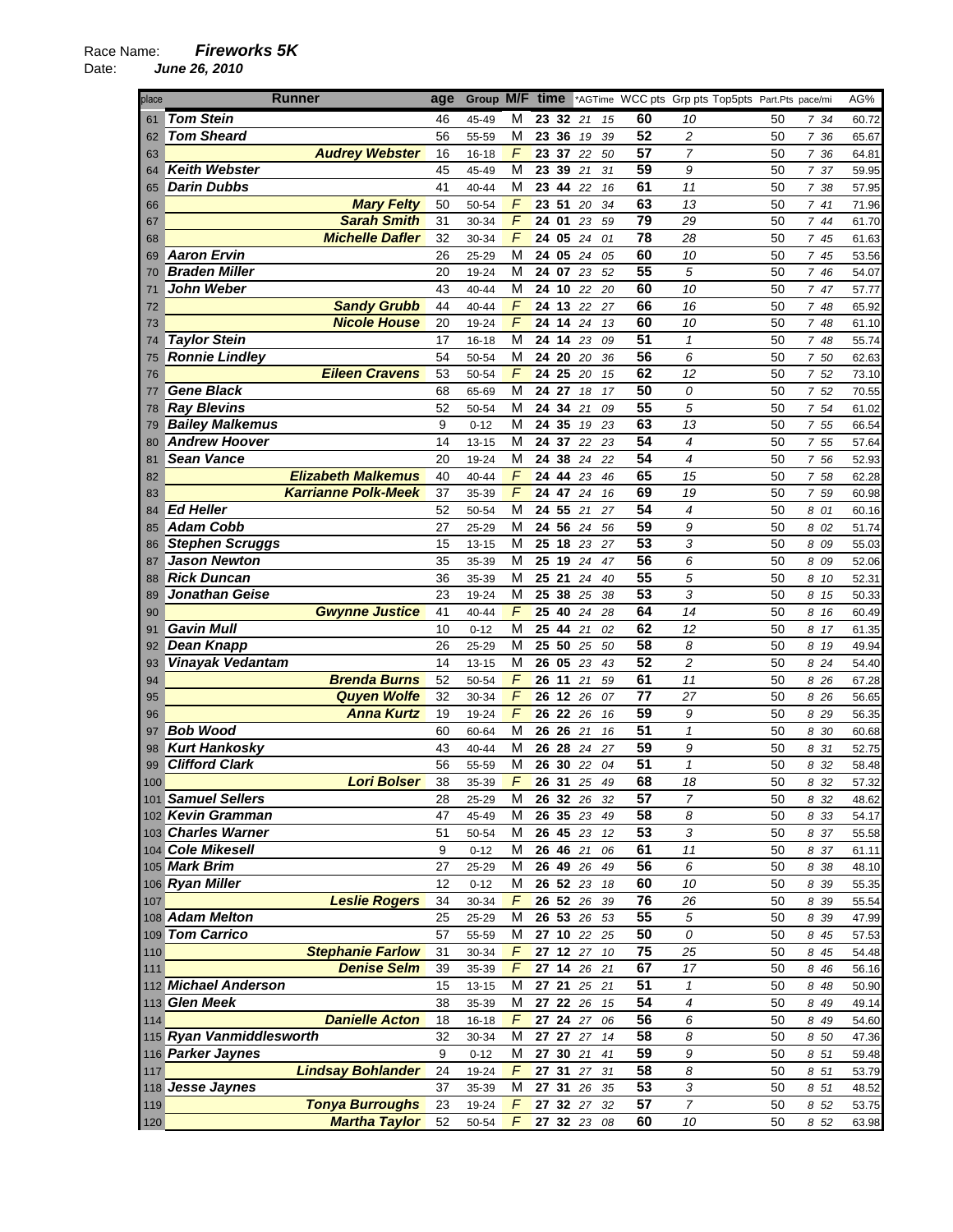Race Name: ***Fireworks 5K***
Date: ***June 26, 2010***

| place | Runner | age | Group | M/F | time | *AGTime | WCC pts | Grp pts | Top5pts | Part.Pts | pace/mi | AG% |
|---|---|---|---|---|---|---|---|---|---|---|---|---|
| 61 | Tom Stein | 46 | 45-49 | M | 23 32 | 21 15 | 60 | 10 | | 50 | 7 34 | 60.72 |
| 62 | Tom Sheard | 56 | 55-59 | M | 23 36 | 19 39 | 52 | 2 | | 50 | 7 36 | 65.67 |
| 63 | Audrey Webster | 16 | 16-18 | F | 23 37 | 22 50 | 57 | 7 | | 50 | 7 36 | 64.81 |
| 64 | Keith Webster | 45 | 45-49 | M | 23 39 | 21 31 | 59 | 9 | | 50 | 7 37 | 59.95 |
| 65 | Darin Dubbs | 41 | 40-44 | M | 23 44 | 22 16 | 61 | 11 | | 50 | 7 38 | 57.95 |
| 66 | Mary Felty | 50 | 50-54 | F | 23 51 | 20 34 | 63 | 13 | | 50 | 7 41 | 71.96 |
| 67 | Sarah Smith | 31 | 30-34 | F | 24 01 | 23 59 | 79 | 29 | | 50 | 7 44 | 61.70 |
| 68 | Michelle Dafler | 32 | 30-34 | F | 24 05 | 24 01 | 78 | 28 | | 50 | 7 45 | 61.63 |
| 69 | Aaron Ervin | 26 | 25-29 | M | 24 05 | 24 05 | 60 | 10 | | 50 | 7 45 | 53.56 |
| 70 | Braden Miller | 20 | 19-24 | M | 24 07 | 23 52 | 55 | 5 | | 50 | 7 46 | 54.07 |
| 71 | John Weber | 43 | 40-44 | M | 24 10 | 22 20 | 60 | 10 | | 50 | 7 47 | 57.77 |
| 72 | Sandy Grubb | 44 | 40-44 | F | 24 13 | 22 27 | 66 | 16 | | 50 | 7 48 | 65.92 |
| 73 | Nicole House | 20 | 19-24 | F | 24 14 | 24 13 | 60 | 10 | | 50 | 7 48 | 61.10 |
| 74 | Taylor Stein | 17 | 16-18 | M | 24 14 | 23 09 | 51 | 1 | | 50 | 7 48 | 55.74 |
| 75 | Ronnie Lindley | 54 | 50-54 | M | 24 20 | 20 36 | 56 | 6 | | 50 | 7 50 | 62.63 |
| 76 | Eileen Cravens | 53 | 50-54 | F | 24 25 | 20 15 | 62 | 12 | | 50 | 7 52 | 73.10 |
| 77 | Gene Black | 68 | 65-69 | M | 24 27 | 18 17 | 50 | 0 | | 50 | 7 52 | 70.55 |
| 78 | Ray Blevins | 52 | 50-54 | M | 24 34 | 21 09 | 55 | 5 | | 50 | 7 54 | 61.02 |
| 79 | Bailey Malkemus | 9 | 0-12 | M | 24 35 | 19 23 | 63 | 13 | | 50 | 7 55 | 66.54 |
| 80 | Andrew Hoover | 14 | 13-15 | M | 24 37 | 22 23 | 54 | 4 | | 50 | 7 55 | 57.64 |
| 81 | Sean Vance | 20 | 19-24 | M | 24 38 | 24 22 | 54 | 4 | | 50 | 7 56 | 52.93 |
| 82 | Elizabeth Malkemus | 40 | 40-44 | F | 24 44 | 23 46 | 65 | 15 | | 50 | 7 58 | 62.28 |
| 83 | Karrianne Polk-Meek | 37 | 35-39 | F | 24 47 | 24 16 | 69 | 19 | | 50 | 7 59 | 60.98 |
| 84 | Ed Heller | 52 | 50-54 | M | 24 55 | 21 27 | 54 | 4 | | 50 | 8 01 | 60.16 |
| 85 | Adam Cobb | 27 | 25-29 | M | 24 56 | 24 56 | 59 | 9 | | 50 | 8 02 | 51.74 |
| 86 | Stephen Scruggs | 15 | 13-15 | M | 25 18 | 23 27 | 53 | 3 | | 50 | 8 09 | 55.03 |
| 87 | Jason Newton | 35 | 35-39 | M | 25 19 | 24 47 | 56 | 6 | | 50 | 8 09 | 52.06 |
| 88 | Rick Duncan | 36 | 35-39 | M | 25 21 | 24 40 | 55 | 5 | | 50 | 8 10 | 52.31 |
| 89 | Jonathan Geise | 23 | 19-24 | M | 25 38 | 25 38 | 53 | 3 | | 50 | 8 15 | 50.33 |
| 90 | Gwynne Justice | 41 | 40-44 | F | 25 40 | 24 28 | 64 | 14 | | 50 | 8 16 | 60.49 |
| 91 | Gavin Mull | 10 | 0-12 | M | 25 44 | 21 02 | 62 | 12 | | 50 | 8 17 | 61.35 |
| 92 | Dean Knapp | 26 | 25-29 | M | 25 50 | 25 50 | 58 | 8 | | 50 | 8 19 | 49.94 |
| 93 | Vinayak Vedantam | 14 | 13-15 | M | 26 05 | 23 43 | 52 | 2 | | 50 | 8 24 | 54.40 |
| 94 | Brenda Burns | 52 | 50-54 | F | 26 11 | 21 59 | 61 | 11 | | 50 | 8 26 | 67.28 |
| 95 | Quyen Wolfe | 32 | 30-34 | F | 26 12 | 26 07 | 77 | 27 | | 50 | 8 26 | 56.65 |
| 96 | Anna Kurtz | 19 | 19-24 | F | 26 22 | 26 16 | 59 | 9 | | 50 | 8 29 | 56.35 |
| 97 | Bob Wood | 60 | 60-64 | M | 26 26 | 21 16 | 51 | 1 | | 50 | 8 30 | 60.68 |
| 98 | Kurt Hankosky | 43 | 40-44 | M | 26 28 | 24 27 | 59 | 9 | | 50 | 8 31 | 52.75 |
| 99 | Clifford Clark | 56 | 55-59 | M | 26 30 | 22 04 | 51 | 1 | | 50 | 8 32 | 58.48 |
| 100 | Lori Bolser | 38 | 35-39 | F | 26 31 | 25 49 | 68 | 18 | | 50 | 8 32 | 57.32 |
| 101 | Samuel Sellers | 28 | 25-29 | M | 26 32 | 26 32 | 57 | 7 | | 50 | 8 32 | 48.62 |
| 102 | Kevin Gramman | 47 | 45-49 | M | 26 35 | 23 49 | 58 | 8 | | 50 | 8 33 | 54.17 |
| 103 | Charles Warner | 51 | 50-54 | M | 26 45 | 23 12 | 53 | 3 | | 50 | 8 37 | 55.58 |
| 104 | Cole Mikesell | 9 | 0-12 | M | 26 46 | 21 06 | 61 | 11 | | 50 | 8 37 | 61.11 |
| 105 | Mark Brim | 27 | 25-29 | M | 26 49 | 26 49 | 56 | 6 | | 50 | 8 38 | 48.10 |
| 106 | Ryan Miller | 12 | 0-12 | M | 26 52 | 23 18 | 60 | 10 | | 50 | 8 39 | 55.35 |
| 107 | Leslie Rogers | 34 | 30-34 | F | 26 52 | 26 39 | 76 | 26 | | 50 | 8 39 | 55.54 |
| 108 | Adam Melton | 25 | 25-29 | M | 26 53 | 26 53 | 55 | 5 | | 50 | 8 39 | 47.99 |
| 109 | Tom Carrico | 57 | 55-59 | M | 27 10 | 22 25 | 50 | 0 | | 50 | 8 45 | 57.53 |
| 110 | Stephanie Farlow | 31 | 30-34 | F | 27 12 | 27 10 | 75 | 25 | | 50 | 8 45 | 54.48 |
| 111 | Denise Selm | 39 | 35-39 | F | 27 14 | 26 21 | 67 | 17 | | 50 | 8 46 | 56.16 |
| 112 | Michael Anderson | 15 | 13-15 | M | 27 21 | 25 21 | 51 | 1 | | 50 | 8 48 | 50.90 |
| 113 | Glen Meek | 38 | 35-39 | M | 27 22 | 26 15 | 54 | 4 | | 50 | 8 49 | 49.14 |
| 114 | Danielle Acton | 18 | 16-18 | F | 27 24 | 27 06 | 56 | 6 | | 50 | 8 49 | 54.60 |
| 115 | Ryan Vanmiddlesworth | 32 | 30-34 | M | 27 27 | 27 14 | 58 | 8 | | 50 | 8 50 | 47.36 |
| 116 | Parker Jaynes | 9 | 0-12 | M | 27 30 | 21 41 | 59 | 9 | | 50 | 8 51 | 59.48 |
| 117 | Lindsay Bohlander | 24 | 19-24 | F | 27 31 | 27 31 | 58 | 8 | | 50 | 8 51 | 53.79 |
| 118 | Jesse Jaynes | 37 | 35-39 | M | 27 31 | 26 35 | 53 | 3 | | 50 | 8 51 | 48.52 |
| 119 | Tonya Burroughs | 23 | 19-24 | F | 27 32 | 27 32 | 57 | 7 | | 50 | 8 52 | 53.75 |
| 120 | Martha Taylor | 52 | 50-54 | F | 27 32 | 23 08 | 60 | 10 | | 50 | 8 52 | 63.98 |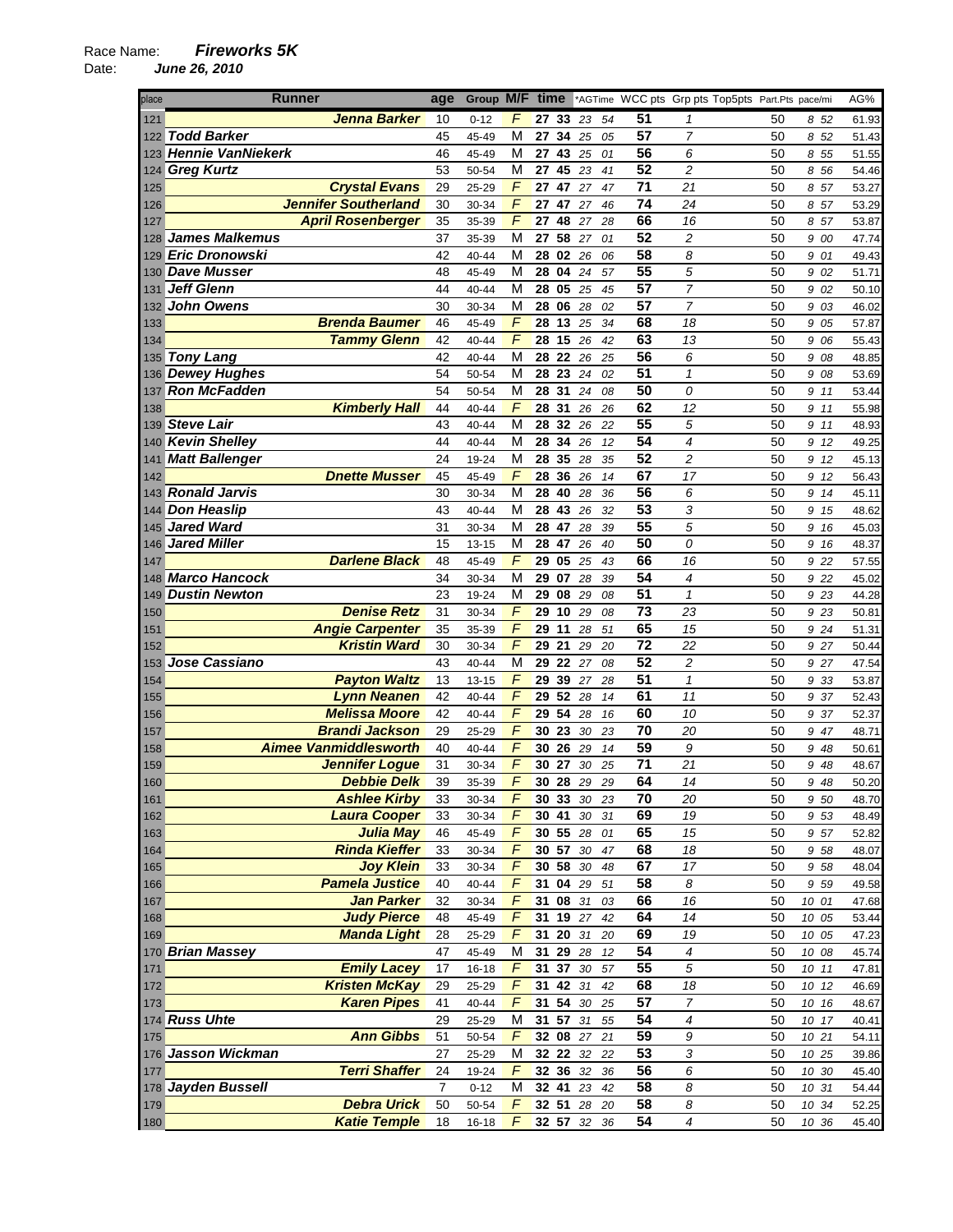Race Name: ***Fireworks 5K***
Date: ***June 26, 2010***

| place | Runner | age | Group | M/F | time | *AGTime | WCC pts | Grp pts | Top5pts | Part.Pts | pace/mi | AG% |
|---|---|---|---|---|---|---|---|---|---|---|---|---|
| 121 | Jenna Barker | 10 | 0-12 | F | 27 33 | 23 54 | 51 | 1 | | 50 | 8 52 | 61.93 |
| 122 | Todd Barker | 45 | 45-49 | M | 27 34 | 25 05 | 57 | 7 | | 50 | 8 52 | 51.43 |
| 123 | Hennie VanNiekerk | 46 | 45-49 | M | 27 43 | 25 01 | 56 | 6 | | 50 | 8 55 | 51.55 |
| 124 | Greg Kurtz | 53 | 50-54 | M | 27 45 | 23 41 | 52 | 2 | | 50 | 8 56 | 54.46 |
| 125 | Crystal Evans | 29 | 25-29 | F | 27 47 | 27 47 | 71 | 21 | | 50 | 8 57 | 53.27 |
| 126 | Jennifer Southerland | 30 | 30-34 | F | 27 47 | 27 46 | 74 | 24 | | 50 | 8 57 | 53.29 |
| 127 | April Rosenberger | 35 | 35-39 | F | 27 48 | 27 28 | 66 | 16 | | 50 | 8 57 | 53.87 |
| 128 | James Malkemus | 37 | 35-39 | M | 27 58 | 27 01 | 52 | 2 | | 50 | 9 00 | 47.74 |
| 129 | Eric Dronowski | 42 | 40-44 | M | 28 02 | 26 06 | 58 | 8 | | 50 | 9 01 | 49.43 |
| 130 | Dave Musser | 48 | 45-49 | M | 28 04 | 24 57 | 55 | 5 | | 50 | 9 02 | 51.71 |
| 131 | Jeff Glenn | 44 | 40-44 | M | 28 05 | 25 45 | 57 | 7 | | 50 | 9 02 | 50.10 |
| 132 | John Owens | 30 | 30-34 | M | 28 06 | 28 02 | 57 | 7 | | 50 | 9 03 | 46.02 |
| 133 | Brenda Baumer | 46 | 45-49 | F | 28 13 | 25 34 | 68 | 18 | | 50 | 9 05 | 57.87 |
| 134 | Tammy Glenn | 42 | 40-44 | F | 28 15 | 26 42 | 63 | 13 | | 50 | 9 06 | 55.43 |
| 135 | Tony Lang | 42 | 40-44 | M | 28 22 | 26 25 | 56 | 6 | | 50 | 9 08 | 48.85 |
| 136 | Dewey Hughes | 54 | 50-54 | M | 28 23 | 24 02 | 51 | 1 | | 50 | 9 08 | 53.69 |
| 137 | Ron McFadden | 54 | 50-54 | M | 28 31 | 24 08 | 50 | 0 | | 50 | 9 11 | 53.44 |
| 138 | Kimberly Hall | 44 | 40-44 | F | 28 31 | 26 26 | 62 | 12 | | 50 | 9 11 | 55.98 |
| 139 | Steve Lair | 43 | 40-44 | M | 28 32 | 26 22 | 55 | 5 | | 50 | 9 11 | 48.93 |
| 140 | Kevin Shelley | 44 | 40-44 | M | 28 34 | 26 12 | 54 | 4 | | 50 | 9 12 | 49.25 |
| 141 | Matt Ballenger | 24 | 19-24 | M | 28 35 | 28 35 | 52 | 2 | | 50 | 9 12 | 45.13 |
| 142 | Dnette Musser | 45 | 45-49 | F | 28 36 | 26 14 | 67 | 17 | | 50 | 9 12 | 56.43 |
| 143 | Ronald Jarvis | 30 | 30-34 | M | 28 40 | 28 36 | 56 | 6 | | 50 | 9 14 | 45.11 |
| 144 | Don Heaslip | 43 | 40-44 | M | 28 43 | 26 32 | 53 | 3 | | 50 | 9 15 | 48.62 |
| 145 | Jared Ward | 31 | 30-34 | M | 28 47 | 28 39 | 55 | 5 | | 50 | 9 16 | 45.03 |
| 146 | Jared Miller | 15 | 13-15 | M | 28 47 | 26 40 | 50 | 0 | | 50 | 9 16 | 48.37 |
| 147 | Darlene Black | 48 | 45-49 | F | 29 05 | 25 43 | 66 | 16 | | 50 | 9 22 | 57.55 |
| 148 | Marco Hancock | 34 | 30-34 | M | 29 07 | 28 39 | 54 | 4 | | 50 | 9 22 | 45.02 |
| 149 | Dustin Newton | 23 | 19-24 | M | 29 08 | 29 08 | 51 | 1 | | 50 | 9 23 | 44.28 |
| 150 | Denise Retz | 31 | 30-34 | F | 29 10 | 29 08 | 73 | 23 | | 50 | 9 23 | 50.81 |
| 151 | Angie Carpenter | 35 | 35-39 | F | 29 11 | 28 51 | 65 | 15 | | 50 | 9 24 | 51.31 |
| 152 | Kristin Ward | 30 | 30-34 | F | 29 21 | 29 20 | 72 | 22 | | 50 | 9 27 | 50.44 |
| 153 | Jose Cassiano | 43 | 40-44 | M | 29 22 | 27 08 | 52 | 2 | | 50 | 9 27 | 47.54 |
| 154 | Payton Waltz | 13 | 13-15 | F | 29 39 | 27 28 | 51 | 1 | | 50 | 9 33 | 53.87 |
| 155 | Lynn Neanen | 42 | 40-44 | F | 29 52 | 28 14 | 61 | 11 | | 50 | 9 37 | 52.43 |
| 156 | Melissa Moore | 42 | 40-44 | F | 29 54 | 28 16 | 60 | 10 | | 50 | 9 37 | 52.37 |
| 157 | Brandi Jackson | 29 | 25-29 | F | 30 23 | 30 23 | 70 | 20 | | 50 | 9 47 | 48.71 |
| 158 | Aimee Vanmiddlesworth | 40 | 40-44 | F | 30 26 | 29 14 | 59 | 9 | | 50 | 9 48 | 50.61 |
| 159 | Jennifer Logue | 31 | 30-34 | F | 30 27 | 30 25 | 71 | 21 | | 50 | 9 48 | 48.67 |
| 160 | Debbie Delk | 39 | 35-39 | F | 30 28 | 29 29 | 64 | 14 | | 50 | 9 48 | 50.20 |
| 161 | Ashlee Kirby | 33 | 30-34 | F | 30 33 | 30 23 | 70 | 20 | | 50 | 9 50 | 48.70 |
| 162 | Laura Cooper | 33 | 30-34 | F | 30 41 | 30 31 | 69 | 19 | | 50 | 9 53 | 48.49 |
| 163 | Julia May | 46 | 45-49 | F | 30 55 | 28 01 | 65 | 15 | | 50 | 9 57 | 52.82 |
| 164 | Rinda Kieffer | 33 | 30-34 | F | 30 57 | 30 47 | 68 | 18 | | 50 | 9 58 | 48.07 |
| 165 | Joy Klein | 33 | 30-34 | F | 30 58 | 30 48 | 67 | 17 | | 50 | 9 58 | 48.04 |
| 166 | Pamela Justice | 40 | 40-44 | F | 31 04 | 29 51 | 58 | 8 | | 50 | 9 59 | 49.58 |
| 167 | Jan Parker | 32 | 30-34 | F | 31 08 | 31 03 | 66 | 16 | | 50 | 10 01 | 47.68 |
| 168 | Judy Pierce | 48 | 45-49 | F | 31 19 | 27 42 | 64 | 14 | | 50 | 10 05 | 53.44 |
| 169 | Manda Light | 28 | 25-29 | F | 31 20 | 31 20 | 69 | 19 | | 50 | 10 05 | 47.23 |
| 170 | Brian Massey | 47 | 45-49 | M | 31 29 | 28 12 | 54 | 4 | | 50 | 10 08 | 45.74 |
| 171 | Emily Lacey | 17 | 16-18 | F | 31 37 | 30 57 | 55 | 5 | | 50 | 10 11 | 47.81 |
| 172 | Kristen McKay | 29 | 25-29 | F | 31 42 | 31 42 | 68 | 18 | | 50 | 10 12 | 46.69 |
| 173 | Karen Pipes | 41 | 40-44 | F | 31 54 | 30 25 | 57 | 7 | | 50 | 10 16 | 48.67 |
| 174 | Russ Uhte | 29 | 25-29 | M | 31 57 | 31 55 | 54 | 4 | | 50 | 10 17 | 40.41 |
| 175 | Ann Gibbs | 51 | 50-54 | F | 32 08 | 27 21 | 59 | 9 | | 50 | 10 21 | 54.11 |
| 176 | Jasson Wickman | 27 | 25-29 | M | 32 22 | 32 22 | 53 | 3 | | 50 | 10 25 | 39.86 |
| 177 | Terri Shaffer | 24 | 19-24 | F | 32 36 | 32 36 | 56 | 6 | | 50 | 10 30 | 45.40 |
| 178 | Jayden Bussell | 7 | 0-12 | M | 32 41 | 23 42 | 58 | 8 | | 50 | 10 31 | 54.44 |
| 179 | Debra Urick | 50 | 50-54 | F | 32 51 | 28 20 | 58 | 8 | | 50 | 10 34 | 52.25 |
| 180 | Katie Temple | 18 | 16-18 | F | 32 57 | 32 36 | 54 | 4 | | 50 | 10 36 | 45.40 |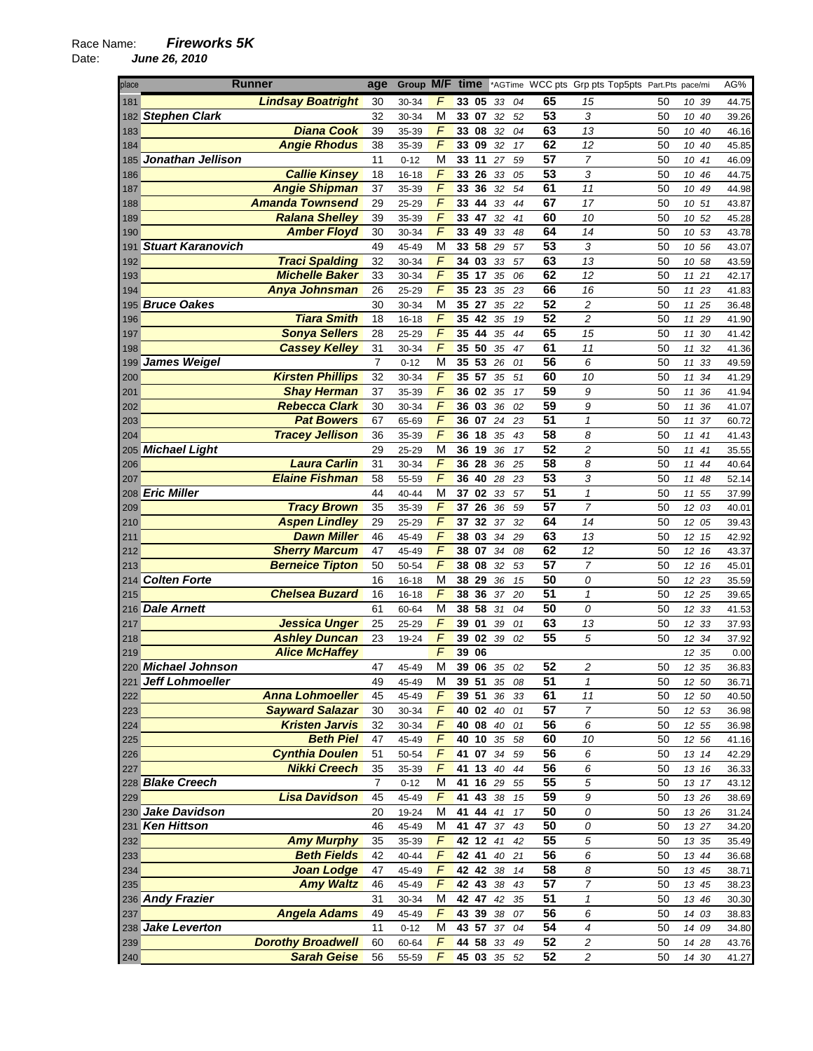Race Name: ***Fireworks 5K***
Date: ***June 26, 2010***

| place | Runner | age | Group | M/F | time | *AGTime | WCC pts | Grp pts | Top5pts | Part.Pts | pace/mi | AG% |
|---|---|---|---|---|---|---|---|---|---|---|---|---|
| 181 | Lindsay Boatright | 30 | 30-34 | F | 33 05 | 33 04 | 65 | 15 | | 50 | 10 39 | 44.75 |
| 182 | Stephen Clark | 32 | 30-34 | M | 33 07 | 32 52 | 53 | 3 | | 50 | 10 40 | 39.26 |
| 183 | Diana Cook | 39 | 35-39 | F | 33 08 | 32 04 | 63 | 13 | | 50 | 10 40 | 46.16 |
| 184 | Angie Rhodus | 38 | 35-39 | F | 33 09 | 32 17 | 62 | 12 | | 50 | 10 40 | 45.85 |
| 185 | Jonathan Jellison | 11 | 0-12 | M | 33 11 | 27 59 | 57 | 7 | | 50 | 10 41 | 46.09 |
| 186 | Callie Kinsey | 18 | 16-18 | F | 33 26 | 33 05 | 53 | 3 | | 50 | 10 46 | 44.75 |
| 187 | Angie Shipman | 37 | 35-39 | F | 33 36 | 32 54 | 61 | 11 | | 50 | 10 49 | 44.98 |
| 188 | Amanda Townsend | 29 | 25-29 | F | 33 44 | 33 44 | 67 | 17 | | 50 | 10 51 | 43.87 |
| 189 | Ralana Shelley | 39 | 35-39 | F | 33 47 | 32 41 | 60 | 10 | | 50 | 10 52 | 45.28 |
| 190 | Amber Floyd | 30 | 30-34 | F | 33 49 | 33 48 | 64 | 14 | | 50 | 10 53 | 43.78 |
| 191 | Stuart Karanovich | 49 | 45-49 | M | 33 58 | 29 57 | 53 | 3 | | 50 | 10 56 | 43.07 |
| 192 | Traci Spalding | 32 | 30-34 | F | 34 03 | 33 57 | 63 | 13 | | 50 | 10 58 | 43.59 |
| 193 | Michelle Baker | 33 | 30-34 | F | 35 17 | 35 06 | 62 | 12 | | 50 | 11 21 | 42.17 |
| 194 | Anya Johnsman | 26 | 25-29 | F | 35 23 | 35 23 | 66 | 16 | | 50 | 11 23 | 41.83 |
| 195 | Bruce Oakes | 30 | 30-34 | M | 35 27 | 35 22 | 52 | 2 | | 50 | 11 25 | 36.48 |
| 196 | Tiara Smith | 18 | 16-18 | F | 35 42 | 35 19 | 52 | 2 | | 50 | 11 29 | 41.90 |
| 197 | Sonya Sellers | 28 | 25-29 | F | 35 44 | 35 44 | 65 | 15 | | 50 | 11 30 | 41.42 |
| 198 | Cassey Kelley | 31 | 30-34 | F | 35 50 | 35 47 | 61 | 11 | | 50 | 11 32 | 41.36 |
| 199 | James Weigel | 7 | 0-12 | M | 35 53 | 26 01 | 56 | 6 | | 50 | 11 33 | 49.59 |
| 200 | Kirsten Phillips | 32 | 30-34 | F | 35 57 | 35 51 | 60 | 10 | | 50 | 11 34 | 41.29 |
| 201 | Shay Herman | 37 | 35-39 | F | 36 02 | 35 17 | 59 | 9 | | 50 | 11 36 | 41.94 |
| 202 | Rebecca Clark | 30 | 30-34 | F | 36 03 | 36 02 | 59 | 9 | | 50 | 11 36 | 41.07 |
| 203 | Pat Bowers | 67 | 65-69 | F | 36 07 | 24 23 | 51 | 1 | | 50 | 11 37 | 60.72 |
| 204 | Tracey Jellison | 36 | 35-39 | F | 36 18 | 35 43 | 58 | 8 | | 50 | 11 41 | 41.43 |
| 205 | Michael Light | 29 | 25-29 | M | 36 19 | 36 17 | 52 | 2 | | 50 | 11 41 | 35.55 |
| 206 | Laura Carlin | 31 | 30-34 | F | 36 28 | 36 25 | 58 | 8 | | 50 | 11 44 | 40.64 |
| 207 | Elaine Fishman | 58 | 55-59 | F | 36 40 | 28 23 | 53 | 3 | | 50 | 11 48 | 52.14 |
| 208 | Eric Miller | 44 | 40-44 | M | 37 02 | 33 57 | 51 | 1 | | 50 | 11 55 | 37.99 |
| 209 | Tracy Brown | 35 | 35-39 | F | 37 26 | 36 59 | 57 | 7 | | 50 | 12 03 | 40.01 |
| 210 | Aspen Lindley | 29 | 25-29 | F | 37 32 | 37 32 | 64 | 14 | | 50 | 12 05 | 39.43 |
| 211 | Dawn Miller | 46 | 45-49 | F | 38 03 | 34 29 | 63 | 13 | | 50 | 12 15 | 42.92 |
| 212 | Sherry Marcum | 47 | 45-49 | F | 38 07 | 34 08 | 62 | 12 | | 50 | 12 16 | 43.37 |
| 213 | Berneice Tipton | 50 | 50-54 | F | 38 08 | 32 53 | 57 | 7 | | 50 | 12 16 | 45.01 |
| 214 | Colten Forte | 16 | 16-18 | M | 38 29 | 36 15 | 50 | 0 | | 50 | 12 23 | 35.59 |
| 215 | Chelsea Buzard | 16 | 16-18 | F | 38 36 | 37 20 | 51 | 1 | | 50 | 12 25 | 39.65 |
| 216 | Dale Arnett | 61 | 60-64 | M | 38 58 | 31 04 | 50 | 0 | | 50 | 12 33 | 41.53 |
| 217 | Jessica Unger | 25 | 25-29 | F | 39 01 | 39 01 | 63 | 13 | | 50 | 12 33 | 37.93 |
| 218 | Ashley Duncan | 23 | 19-24 | F | 39 02 | 39 02 | 55 | 5 | | 50 | 12 34 | 37.92 |
| 219 | Alice McHaffey | | | F | 39 06 | | | | | | 12 35 | 0.00 |
| 220 | Michael Johnson | 47 | 45-49 | M | 39 06 | 35 02 | 52 | 2 | | 50 | 12 35 | 36.83 |
| 221 | Jeff Lohmoeller | 49 | 45-49 | M | 39 51 | 35 08 | 51 | 1 | | 50 | 12 50 | 36.71 |
| 222 | Anna Lohmoeller | 45 | 45-49 | F | 39 51 | 36 33 | 61 | 11 | | 50 | 12 50 | 40.50 |
| 223 | Sayward Salazar | 30 | 30-34 | F | 40 02 | 40 01 | 57 | 7 | | 50 | 12 53 | 36.98 |
| 224 | Kristen Jarvis | 32 | 30-34 | F | 40 08 | 40 01 | 56 | 6 | | 50 | 12 55 | 36.98 |
| 225 | Beth Piel | 47 | 45-49 | F | 40 10 | 35 58 | 60 | 10 | | 50 | 12 56 | 41.16 |
| 226 | Cynthia Doulen | 51 | 50-54 | F | 41 07 | 34 59 | 56 | 6 | | 50 | 13 14 | 42.29 |
| 227 | Nikki Creech | 35 | 35-39 | F | 41 13 | 40 44 | 56 | 6 | | 50 | 13 16 | 36.33 |
| 228 | Blake Creech | 7 | 0-12 | M | 41 16 | 29 55 | 55 | 5 | | 50 | 13 17 | 43.12 |
| 229 | Lisa Davidson | 45 | 45-49 | F | 41 43 | 38 15 | 59 | 9 | | 50 | 13 26 | 38.69 |
| 230 | Jake Davidson | 20 | 19-24 | M | 41 44 | 41 17 | 50 | 0 | | 50 | 13 26 | 31.24 |
| 231 | Ken Hittson | 46 | 45-49 | M | 41 47 | 37 43 | 50 | 0 | | 50 | 13 27 | 34.20 |
| 232 | Amy Murphy | 35 | 35-39 | F | 42 12 | 41 42 | 55 | 5 | | 50 | 13 35 | 35.49 |
| 233 | Beth Fields | 42 | 40-44 | F | 42 41 | 40 21 | 56 | 6 | | 50 | 13 44 | 36.68 |
| 234 | Joan Lodge | 47 | 45-49 | F | 42 42 | 38 14 | 58 | 8 | | 50 | 13 45 | 38.71 |
| 235 | Amy Waltz | 46 | 45-49 | F | 42 43 | 38 43 | 57 | 7 | | 50 | 13 45 | 38.23 |
| 236 | Andy Frazier | 31 | 30-34 | M | 42 47 | 42 35 | 51 | 1 | | 50 | 13 46 | 30.30 |
| 237 | Angela Adams | 49 | 45-49 | F | 43 39 | 38 07 | 56 | 6 | | 50 | 14 03 | 38.83 |
| 238 | Jake Leverton | 11 | 0-12 | M | 43 57 | 37 04 | 54 | 4 | | 50 | 14 09 | 34.80 |
| 239 | Dorothy Broadwell | 60 | 60-64 | F | 44 58 | 33 49 | 52 | 2 | | 50 | 14 28 | 43.76 |
| 240 | Sarah Geise | 56 | 55-59 | F | 45 03 | 35 52 | 52 | 2 | | 50 | 14 30 | 41.27 |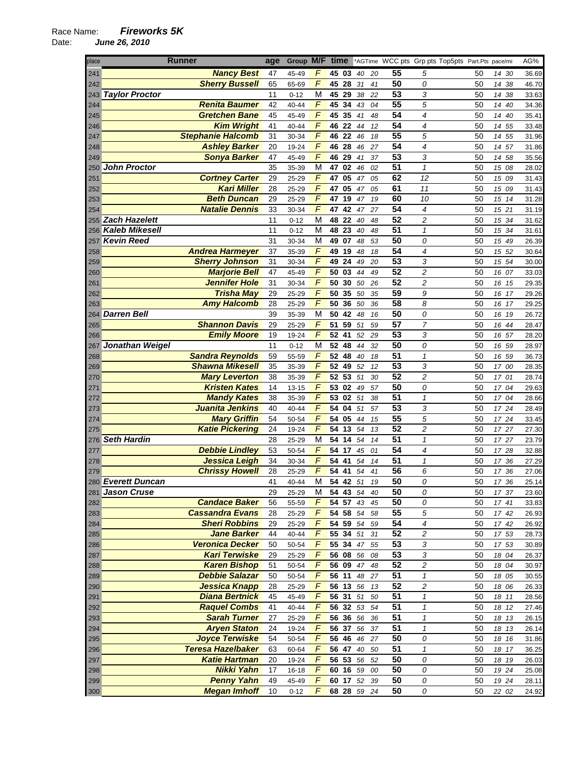Race Name: ***Fireworks 5K***
Date: ***June 26, 2010***

| place | Runner | age | Group | M/F | time | *AGTime | WCC pts | Grp pts | Top5pts | Part.Pts | pace/mi | AG% |
|---|---|---|---|---|---|---|---|---|---|---|---|---|
| 241 | Nancy Best | 47 | 45-49 | F | 45 03 | 40 20 | 55 | 5 | | 50 | 14 30 | 36.69 |
| 242 | Sherry Bussell | 65 | 65-69 | F | 45 28 | 31 41 | 50 | 0 | | 50 | 14 38 | 46.70 |
| 243 | Taylor Proctor | 11 | 0-12 | M | 45 29 | 38 22 | 53 | 3 | | 50 | 14 38 | 33.63 |
| 244 | Renita Baumer | 42 | 40-44 | F | 45 34 | 43 04 | 55 | 5 | | 50 | 14 40 | 34.36 |
| 245 | Gretchen Bane | 45 | 45-49 | F | 45 35 | 41 48 | 54 | 4 | | 50 | 14 40 | 35.41 |
| 246 | Kim Wright | 41 | 40-44 | F | 46 22 | 44 12 | 54 | 4 | | 50 | 14 55 | 33.48 |
| 247 | Stephanie Halcomb | 31 | 30-34 | F | 46 22 | 46 18 | 55 | 5 | | 50 | 14 55 | 31.96 |
| 248 | Ashley Barker | 20 | 19-24 | F | 46 28 | 46 27 | 54 | 4 | | 50 | 14 57 | 31.86 |
| 249 | Sonya Barker | 47 | 45-49 | F | 46 29 | 41 37 | 53 | 3 | | 50 | 14 58 | 35.56 |
| 250 | John Proctor | 35 | 35-39 | M | 47 02 | 46 02 | 51 | 1 | | 50 | 15 08 | 28.02 |
| 251 | Cortney Carter | 29 | 25-29 | F | 47 05 | 47 05 | 62 | 12 | | 50 | 15 09 | 31.43 |
| 252 | Kari Miller | 28 | 25-29 | F | 47 05 | 47 05 | 61 | 11 | | 50 | 15 09 | 31.43 |
| 253 | Beth Duncan | 29 | 25-29 | F | 47 19 | 47 19 | 60 | 10 | | 50 | 15 14 | 31.28 |
| 254 | Natalie Dennis | 33 | 30-34 | F | 47 42 | 47 27 | 54 | 4 | | 50 | 15 21 | 31.19 |
| 255 | Zach Hazelett | 11 | 0-12 | M | 48 22 | 40 48 | 52 | 2 | | 50 | 15 34 | 31.62 |
| 256 | Kaleb Mikesell | 11 | 0-12 | M | 48 23 | 40 48 | 51 | 1 | | 50 | 15 34 | 31.61 |
| 257 | Kevin Reed | 31 | 30-34 | M | 49 07 | 48 53 | 50 | 0 | | 50 | 15 49 | 26.39 |
| 258 | Andrea Harmeyer | 37 | 35-39 | F | 49 19 | 48 18 | 54 | 4 | | 50 | 15 52 | 30.64 |
| 259 | Sherry Johnson | 31 | 30-34 | F | 49 24 | 49 20 | 53 | 3 | | 50 | 15 54 | 30.00 |
| 260 | Marjorie Bell | 47 | 45-49 | F | 50 03 | 44 49 | 52 | 2 | | 50 | 16 07 | 33.03 |
| 261 | Jennifer Hole | 31 | 30-34 | F | 50 30 | 50 26 | 52 | 2 | | 50 | 16 15 | 29.35 |
| 262 | Trisha May | 29 | 25-29 | F | 50 35 | 50 35 | 59 | 9 | | 50 | 16 17 | 29.26 |
| 263 | Amy Halcomb | 28 | 25-29 | F | 50 36 | 50 36 | 58 | 8 | | 50 | 16 17 | 29.25 |
| 264 | Darren Bell | 39 | 35-39 | M | 50 42 | 48 16 | 50 | 0 | | 50 | 16 19 | 26.72 |
| 265 | Shannon Davis | 29 | 25-29 | F | 51 59 | 51 59 | 57 | 7 | | 50 | 16 44 | 28.47 |
| 266 | Emily Moore | 19 | 19-24 | F | 52 41 | 52 29 | 53 | 3 | | 50 | 16 57 | 28.20 |
| 267 | Jonathan Weigel | 11 | 0-12 | M | 52 48 | 44 32 | 50 | 0 | | 50 | 16 59 | 28.97 |
| 268 | Sandra Reynolds | 59 | 55-59 | F | 52 48 | 40 18 | 51 | 1 | | 50 | 16 59 | 36.73 |
| 269 | Shawna Mikesell | 35 | 35-39 | F | 52 49 | 52 12 | 53 | 3 | | 50 | 17 00 | 28.35 |
| 270 | Mary Leverton | 38 | 35-39 | F | 52 53 | 51 30 | 52 | 2 | | 50 | 17 01 | 28.74 |
| 271 | Kristen Kates | 14 | 13-15 | F | 53 02 | 49 57 | 50 | 0 | | 50 | 17 04 | 29.63 |
| 272 | Mandy Kates | 38 | 35-39 | F | 53 02 | 51 38 | 51 | 1 | | 50 | 17 04 | 28.66 |
| 273 | Juanita Jenkins | 40 | 40-44 | F | 54 04 | 51 57 | 53 | 3 | | 50 | 17 24 | 28.49 |
| 274 | Mary Griffin | 54 | 50-54 | F | 54 05 | 44 15 | 55 | 5 | | 50 | 17 24 | 33.45 |
| 275 | Katie Pickering | 24 | 19-24 | F | 54 13 | 54 13 | 52 | 2 | | 50 | 17 27 | 27.30 |
| 276 | Seth Hardin | 28 | 25-29 | M | 54 14 | 54 14 | 51 | 1 | | 50 | 17 27 | 23.79 |
| 277 | Debbie Lindley | 53 | 50-54 | F | 54 17 | 45 01 | 54 | 4 | | 50 | 17 28 | 32.88 |
| 278 | Jessica Leigh | 34 | 30-34 | F | 54 41 | 54 14 | 51 | 1 | | 50 | 17 36 | 27.29 |
| 279 | Chrissy Howell | 28 | 25-29 | F | 54 41 | 54 41 | 56 | 6 | | 50 | 17 36 | 27.06 |
| 280 | Everett Duncan | 41 | 40-44 | M | 54 42 | 51 19 | 50 | 0 | | 50 | 17 36 | 25.14 |
| 281 | Jason Cruse | 29 | 25-29 | M | 54 43 | 54 40 | 50 | 0 | | 50 | 17 37 | 23.60 |
| 282 | Candace Baker | 56 | 55-59 | F | 54 57 | 43 45 | 50 | 0 | | 50 | 17 41 | 33.83 |
| 283 | Cassandra Evans | 28 | 25-29 | F | 54 58 | 54 58 | 55 | 5 | | 50 | 17 42 | 26.93 |
| 284 | Sheri Robbins | 29 | 25-29 | F | 54 59 | 54 59 | 54 | 4 | | 50 | 17 42 | 26.92 |
| 285 | Jane Barker | 44 | 40-44 | F | 55 34 | 51 31 | 52 | 2 | | 50 | 17 53 | 28.73 |
| 286 | Veronica Decker | 50 | 50-54 | F | 55 34 | 47 55 | 53 | 3 | | 50 | 17 53 | 30.89 |
| 287 | Kari Terwiske | 29 | 25-29 | F | 56 08 | 56 08 | 53 | 3 | | 50 | 18 04 | 26.37 |
| 288 | Karen Bishop | 51 | 50-54 | F | 56 09 | 47 48 | 52 | 2 | | 50 | 18 04 | 30.97 |
| 289 | Debbie Salazar | 50 | 50-54 | F | 56 11 | 48 27 | 51 | 1 | | 50 | 18 05 | 30.55 |
| 290 | Jessica Knapp | 28 | 25-29 | F | 56 13 | 56 13 | 52 | 2 | | 50 | 18 06 | 26.33 |
| 291 | Diana Bertnick | 45 | 45-49 | F | 56 31 | 51 50 | 51 | 1 | | 50 | 18 11 | 28.56 |
| 292 | Raquel Combs | 41 | 40-44 | F | 56 32 | 53 54 | 51 | 1 | | 50 | 18 12 | 27.46 |
| 293 | Sarah Turner | 27 | 25-29 | F | 56 36 | 56 36 | 51 | 1 | | 50 | 18 13 | 26.15 |
| 294 | Aryen Staton | 24 | 19-24 | F | 56 37 | 56 37 | 51 | 1 | | 50 | 18 13 | 26.14 |
| 295 | Joyce Terwiske | 54 | 50-54 | F | 56 46 | 46 27 | 50 | 0 | | 50 | 18 16 | 31.86 |
| 296 | Teresa Hazelbaker | 63 | 60-64 | F | 56 47 | 40 50 | 51 | 1 | | 50 | 18 17 | 36.25 |
| 297 | Katie Hartman | 20 | 19-24 | F | 56 53 | 56 52 | 50 | 0 | | 50 | 18 19 | 26.03 |
| 298 | Nikki Yahn | 17 | 16-18 | F | 60 16 | 59 00 | 50 | 0 | | 50 | 19 24 | 25.08 |
| 299 | Penny Yahn | 49 | 45-49 | F | 60 17 | 52 39 | 50 | 0 | | 50 | 19 24 | 28.11 |
| 300 | Megan Imhoff | 10 | 0-12 | F | 68 28 | 59 24 | 50 | 0 | | 50 | 22 02 | 24.92 |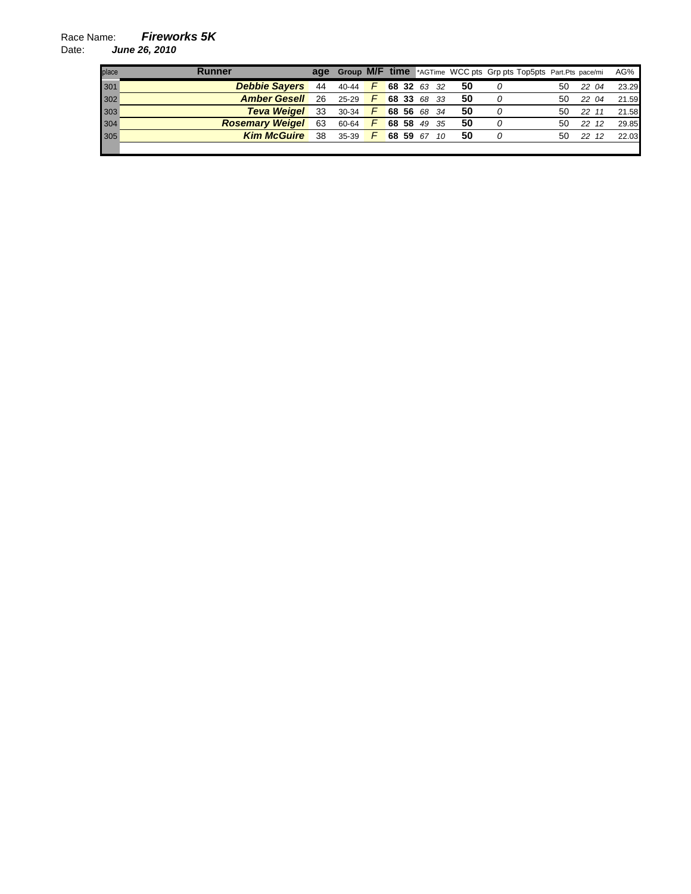Race Name: ***Fireworks 5K***

Date: ***June 26, 2010***

| place | Runner | age | Group | M/F | time | *AGTime | WCC pts | Grp pts | Top5pts | Part.Pts | pace/mi | AG% |
|---|---|---|---|---|---|---|---|---|---|---|---|---|
| 301 | ***Debbie Sayers*** | 44 | 40-44 | *F* | **68 32** | *63 32* | **50** | *0* | | 50 | *22 04* | 23.29 |
| 302 | ***Amber Gesell*** | 26 | 25-29 | *F* | **68 33** | *68 33* | **50** | *0* | | 50 | *22 04* | 21.59 |
| 303 | ***Teva Weigel*** | 33 | 30-34 | *F* | **68 56** | *68 34* | **50** | *0* | | 50 | *22 11* | 21.58 |
| 304 | ***Rosemary Weigel*** | 63 | 60-64 | *F* | **68 58** | *49 35* | **50** | *0* | | 50 | *22 12* | 29.85 |
| 305 | ***Kim McGuire*** | 38 | 35-39 | *F* | **68 59** | *67 10* | **50** | *0* | | 50 | *22 12* | 22.03 |